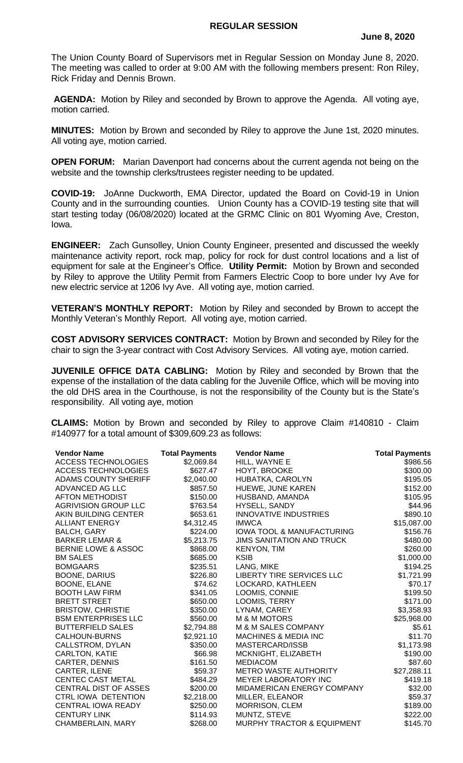# REGULAR SESSION

**June 8, 2020**

The Union County Board of Supervisors met in Regular Session on Monday June 8, 2020. The meeting was called to order at 9:00 AM with the following members present: Ron Riley, Rick Friday and Dennis Brown.

**AGENDA:** Motion by Riley and seconded by Brown to approve the Agenda. All voting aye, motion carried.

**MINUTES:** Motion by Brown and seconded by Riley to approve the June 1st, 2020 minutes. All voting aye, motion carried.

**OPEN FORUM:** Marian Davenport had concerns about the current agenda not being on the website and the township clerks/trustees register needing to be updated.

**COVID-19:** JoAnne Duckworth, EMA Director, updated the Board on Covid-19 in Union County and in the surrounding counties. Union County has a COVID-19 testing site that will start testing today (06/08/2020) located at the GRMC Clinic on 801 Wyoming Ave, Creston, Iowa.

**ENGINEER:** Zach Gunsolley, Union County Engineer, presented and discussed the weekly maintenance activity report, rock map, policy for rock for dust control locations and a list of equipment for sale at the Engineer's Office. **Utility Permit:** Motion by Brown and seconded by Riley to approve the Utility Permit from Farmers Electric Coop to bore under Ivy Ave for new electric service at 1206 Ivy Ave. All voting aye, motion carried.

**VETERAN'S MONTHLY REPORT:** Motion by Riley and seconded by Brown to accept the Monthly Veteran's Monthly Report. All voting aye, motion carried.

**COST ADVISORY SERVICES CONTRACT:** Motion by Brown and seconded by Riley for the chair to sign the 3-year contract with Cost Advisory Services. All voting aye, motion carried.

**JUVENILE OFFICE DATA CABLING:** Motion by Riley and seconded by Brown that the expense of the installation of the data cabling for the Juvenile Office, which will be moving into the old DHS area in the Courthouse, is not the responsibility of the County but is the State's responsibility. All voting aye, motion

**CLAIMS:** Motion by Brown and seconded by Riley to approve Claim #140810 - Claim #140977 for a total amount of $309,609.23 as follows:

| Vendor Name | Total Payments | Vendor Name | Total Payments |
|---|---|---|---|
| ACCESS TECHNOLOGIES | $2,069.84 | HILL, WAYNE E | $986.56 |
| ACCESS TECHNOLOGIES | $627.47 | HOYT, BROOKE | $300.00 |
| ADAMS COUNTY SHERIFF | $2,040.00 | HUBATKA, CAROLYN | $195.05 |
| ADVANCED AG LLC | $857.50 | HUEWE, JUNE KAREN | $152.00 |
| AFTON METHODIST | $150.00 | HUSBAND, AMANDA | $105.95 |
| AGRIVISION GROUP LLC | $763.54 | HYSELL, SANDY | $44.96 |
| AKIN BUILDING CENTER | $653.61 | INNOVATIVE INDUSTRIES | $890.10 |
| ALLIANT ENERGY | $4,312.45 | IMWCA | $15,087.00 |
| BALCH, GARY | $224.00 | IOWA TOOL & MANUFACTURING | $156.76 |
| BARKER LEMAR & | $5,213.75 | JIMS SANITATION AND TRUCK | $480.00 |
| BERNIE LOWE & ASSOC | $868.00 | KENYON, TIM | $260.00 |
| BM SALES | $685.00 | KSIB | $1,000.00 |
| BOMGAARS | $235.51 | LANG, MIKE | $194.25 |
| BOONE, DARIUS | $226.80 | LIBERTY TIRE SERVICES LLC | $1,721.99 |
| BOONE, ELANE | $74.62 | LOCKARD, KATHLEEN | $70.17 |
| BOOTH LAW FIRM | $341.05 | LOOMIS, CONNIE | $199.50 |
| BRETT STREET | $650.00 | LOOMIS, TERRY | $171.00 |
| BRISTOW, CHRISTIE | $350.00 | LYNAM, CAREY | $3,358.93 |
| BSM ENTERPRISES LLC | $560.00 | M & M MOTORS | $25,968.00 |
| BUTTERFIELD SALES | $2,794.88 | M & M SALES COMPANY | $5.61 |
| CALHOUN-BURNS | $2,921.10 | MACHINES & MEDIA INC | $11.70 |
| CALLSTROM, DYLAN | $350.00 | MASTERCARD/ISSB | $1,173.98 |
| CARLTON, KATIE | $66.98 | MCKNIGHT, ELIZABETH | $190.00 |
| CARTER, DENNIS | $161.50 | MEDIACOM | $87.60 |
| CARTER, ILENE | $59.37 | METRO WASTE AUTHORITY | $27,288.11 |
| CENTEC CAST METAL | $484.29 | MEYER LABORATORY INC | $419.18 |
| CENTRAL DIST OF ASSES | $200.00 | MIDAMERICAN ENERGY COMPANY | $32.00 |
| CTRL IOWA DETENTION | $2,218.00 | MILLER, ELEANOR | $59.37 |
| CENTRAL IOWA READY | $250.00 | MORRISON, CLEM | $189.00 |
| CENTURY LINK | $114.93 | MUNTZ, STEVE | $222.00 |
| CHAMBERLAIN, MARY | $268.00 | MURPHY TRACTOR & EQUIPMENT | $145.70 |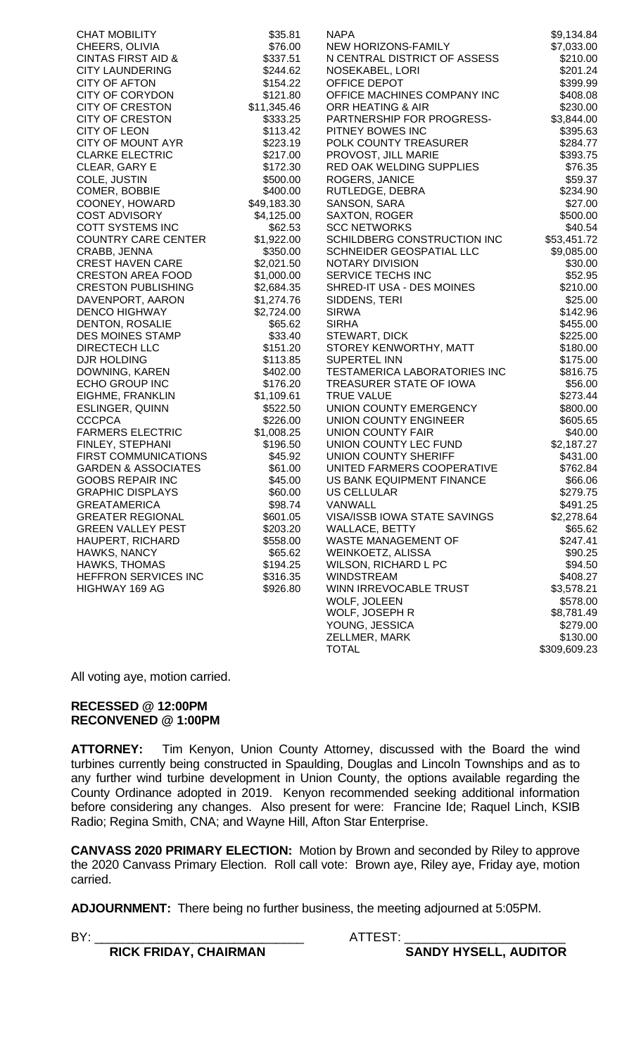| | | | |
|---|---|---|---|
| CHAT MOBILITY | $35.81 | NAPA | $9,134.84 |
| CHEERS, OLIVIA | $76.00 | NEW HORIZONS-FAMILY | $7,033.00 |
| CINTAS FIRST AID & | $337.51 | N CENTRAL DISTRICT OF ASSESS | $210.00 |
| CITY LAUNDERING | $244.62 | NOSEKABEL, LORI | $201.24 |
| CITY OF AFTON | $154.22 | OFFICE DEPOT | $399.99 |
| CITY OF CORYDON | $121.80 | OFFICE MACHINES COMPANY INC | $408.08 |
| CITY OF CRESTON | $11,345.46 | ORR HEATING & AIR | $230.00 |
| CITY OF CRESTON | $333.25 | PARTNERSHIP FOR PROGRESS- | $3,844.00 |
| CITY OF LEON | $113.42 | PITNEY BOWES INC | $395.63 |
| CITY OF MOUNT AYR | $223.19 | POLK COUNTY TREASURER | $284.77 |
| CLARKE ELECTRIC | $217.00 | PROVOST, JILL MARIE | $393.75 |
| CLEAR, GARY E | $172.30 | RED OAK WELDING SUPPLIES | $76.35 |
| COLE, JUSTIN | $500.00 | ROGERS, JANICE | $59.37 |
| COMER, BOBBIE | $400.00 | RUTLEDGE, DEBRA | $234.90 |
| COONEY, HOWARD | $49,183.30 | SANSON, SARA | $27.00 |
| COST ADVISORY | $4,125.00 | SAXTON, ROGER | $500.00 |
| COTT SYSTEMS INC | $62.53 | SCC NETWORKS | $40.54 |
| COUNTRY CARE CENTER | $1,922.00 | SCHILDBERG CONSTRUCTION INC | $53,451.72 |
| CRABB, JENNA | $350.00 | SCHNEIDER GEOSPATIAL LLC | $9,085.00 |
| CREST HAVEN CARE | $2,021.50 | NOTARY DIVISION | $30.00 |
| CRESTON AREA FOOD | $1,000.00 | SERVICE TECHS INC | $52.95 |
| CRESTON PUBLISHING | $2,684.35 | SHRED-IT USA - DES MOINES | $210.00 |
| DAVENPORT, AARON | $1,274.76 | SIDDENS, TERI | $25.00 |
| DENCO HIGHWAY | $2,724.00 | SIRWA | $142.96 |
| DENTON, ROSALIE | $65.62 | SIRHA | $455.00 |
| DES MOINES STAMP | $33.40 | STEWART, DICK | $225.00 |
| DIRECTECH LLC | $151.20 | STOREY KENWORTHY, MATT | $180.00 |
| DJR HOLDING | $113.85 | SUPERTEL INN | $175.00 |
| DOWNING, KAREN | $402.00 | TESTAMERICA LABORATORIES INC | $816.75 |
| ECHO GROUP INC | $176.20 | TREASURER STATE OF IOWA | $56.00 |
| EIGHME, FRANKLIN | $1,109.61 | TRUE VALUE | $273.44 |
| ESLINGER, QUINN | $522.50 | UNION COUNTY EMERGENCY | $800.00 |
| CCCPCA | $226.00 | UNION COUNTY ENGINEER | $605.65 |
| FARMERS ELECTRIC | $1,008.25 | UNION COUNTY FAIR | $40.00 |
| FINLEY, STEPHANI | $196.50 | UNION COUNTY LEC FUND | $2,187.27 |
| FIRST COMMUNICATIONS | $45.92 | UNION COUNTY SHERIFF | $431.00 |
| GARDEN & ASSOCIATES | $61.00 | UNITED FARMERS COOPERATIVE | $762.84 |
| GOOBS REPAIR INC | $45.00 | US BANK EQUIPMENT FINANCE | $66.06 |
| GRAPHIC DISPLAYS | $60.00 | US CELLULAR | $279.75 |
| GREATAMERICA | $98.74 | VANWALL | $491.25 |
| GREATER REGIONAL | $601.05 | VISA/ISSB IOWA STATE SAVINGS | $2,278.64 |
| GREEN VALLEY PEST | $203.20 | WALLACE, BETTY | $65.62 |
| HAUPERT, RICHARD | $558.00 | WASTE MANAGEMENT OF | $247.41 |
| HAWKS, NANCY | $65.62 | WEINKOETZ, ALISSA | $90.25 |
| HAWKS, THOMAS | $194.25 | WILSON, RICHARD L PC | $94.50 |
| HEFFRON SERVICES INC | $316.35 | WINDSTREAM | $408.27 |
| HIGHWAY 169 AG | $926.80 | WINN IRREVOCABLE TRUST | $3,578.21 |
| | | WOLF, JOLEEN | $578.00 |
| | | WOLF, JOSEPH R | $8,781.49 |
| | | YOUNG, JESSICA | $279.00 |
| | | ZELLMER, MARK | $130.00 |
| | | TOTAL | $309,609.23 |

All voting aye, motion carried.

**RECESSED @ 12:00PM**
**RECONVENED @ 1:00PM**

**ATTORNEY:** Tim Kenyon, Union County Attorney, discussed with the Board the wind turbines currently being constructed in Spaulding, Douglas and Lincoln Townships and as to any further wind turbine development in Union County, the options available regarding the County Ordinance adopted in 2019. Kenyon recommended seeking additional information before considering any changes. Also present for were: Francine Ide; Raquel Linch, KSIB Radio; Regina Smith, CNA; and Wayne Hill, Afton Star Enterprise.

**CANVASS 2020 PRIMARY ELECTION:** Motion by Brown and seconded by Riley to approve the 2020 Canvass Primary Election. Roll call vote: Brown aye, Riley aye, Friday aye, motion carried.

**ADJOURNMENT:** There being no further business, the meeting adjourned at 5:05PM.

BY: ______________________________ ATTEST: ______________________

**RICK FRIDAY, CHAIRMAN** **SANDY HYSELL, AUDITOR**